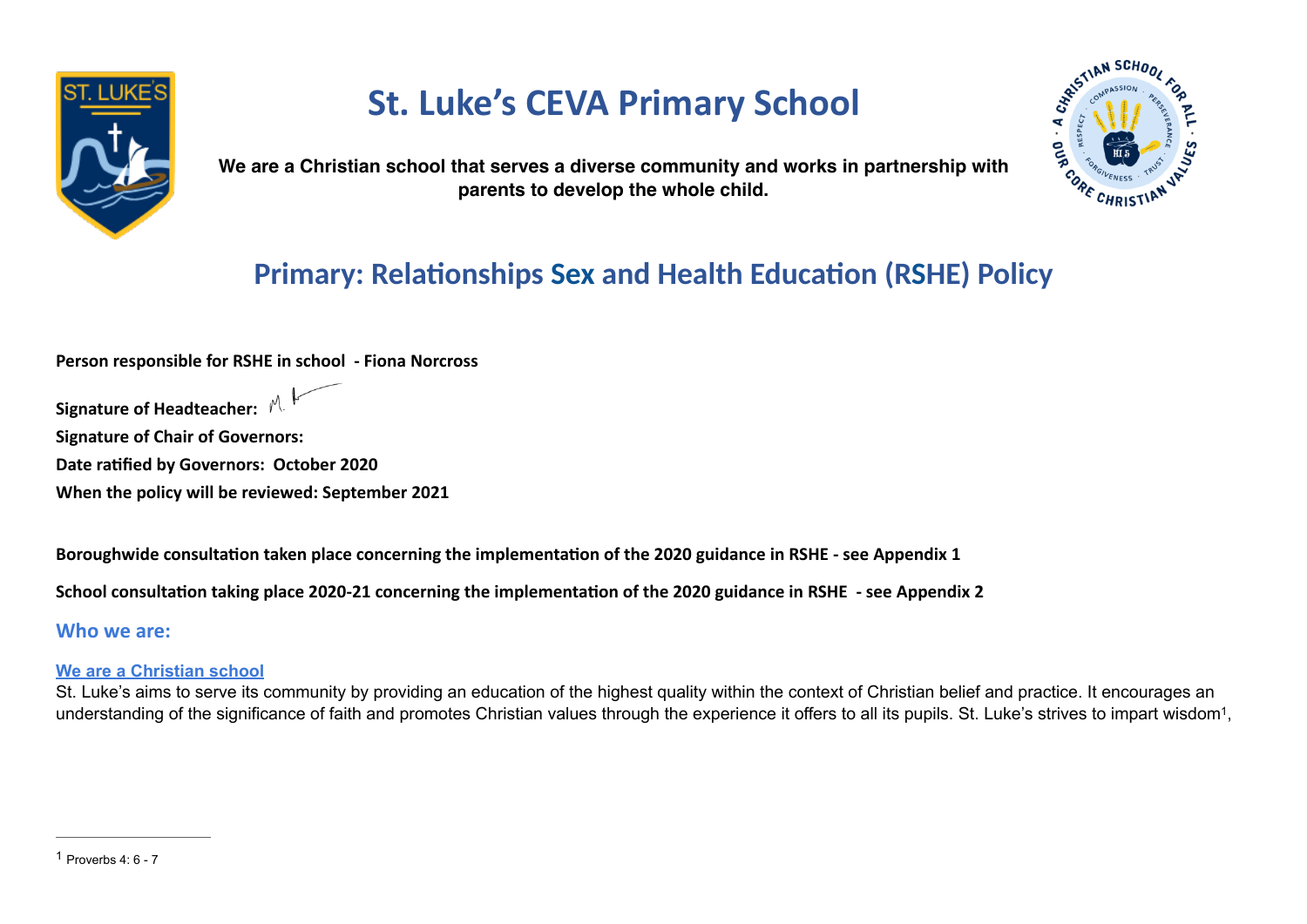# St. Luke's CEVA Primary School

**We are a Christian school that serves a diverse community and works in partnership with parents to develop the whole child.**

## Primary: Relationships Sex and Health Education (RSHE) Policy

**Person responsible for RSHE in school - Fiona Norcross**

**Signature of Headteacher:**

**Signature of Chair of Governors:**

**Date ratified by Governors: October 2020**

**When the policy will be reviewed: September 2021**

**Boroughwide consultation taken place concerning the implementation of the 2020 guidance in RSHE - see Appendix 1**

**School consultation taking place 2020-21 concerning the implementation of the 2020 guidance in RSHE - see Appendix 2**

### Who we are:

**We are a Christian school**

St. Luke's aims to serve its community by providing an education of the highest quality within the context of Christian belief and practice. It encourages an understanding of the significance of faith and promotes Christian values through the experience it offers to all its pupils. St. Luke's strives to impart wisdom[1],

[1] Proverbs 4: 6 - 7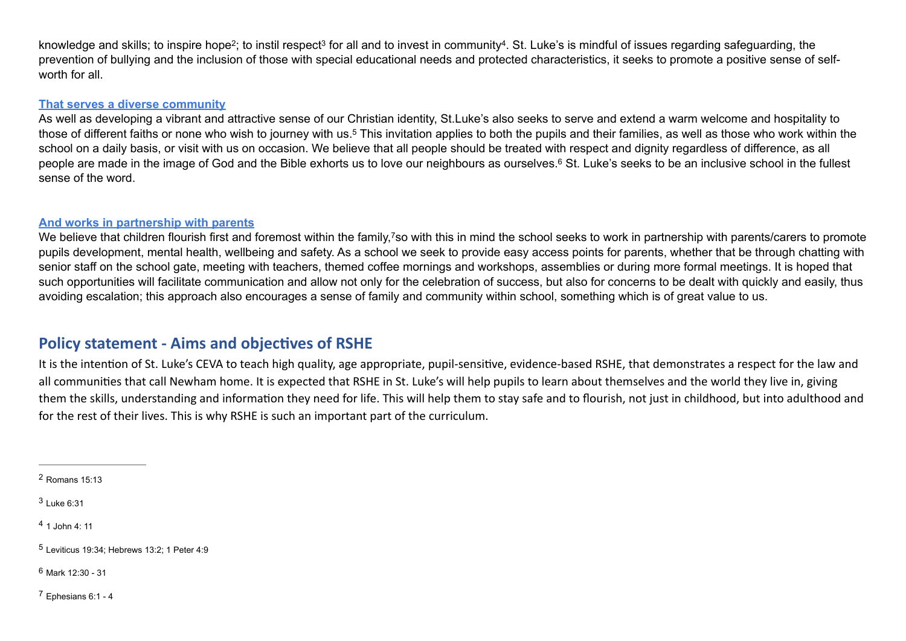knowledge and skills; to inspire hope[2]; to instil respect[3] for all and to invest in community[4]. St. Luke's is mindful of issues regarding safeguarding, the prevention of bullying and the inclusion of those with special educational needs and protected characteristics, it seeks to promote a positive sense of self-worth for all.

**That serves a diverse community**

As well as developing a vibrant and attractive sense of our Christian identity, St.Luke's also seeks to serve and extend a warm welcome and hospitality to those of different faiths or none who wish to journey with us.[5] This invitation applies to both the pupils and their families, as well as those who work within the school on a daily basis, or visit with us on occasion. We believe that all people should be treated with respect and dignity regardless of difference, as all people are made in the image of God and the Bible exhorts us to love our neighbours as ourselves.[6] St. Luke's seeks to be an inclusive school in the fullest sense of the word.

**And works in partnership with parents**

We believe that children flourish first and foremost within the family,[7]so with this in mind the school seeks to work in partnership with parents/carers to promote pupils development, mental health, wellbeing and safety. As a school we seek to provide easy access points for parents, whether that be through chatting with senior staff on the school gate, meeting with teachers, themed coffee mornings and workshops, assemblies or during more formal meetings. It is hoped that such opportunities will facilitate communication and allow not only for the celebration of success, but also for concerns to be dealt with quickly and easily, thus avoiding escalation; this approach also encourages a sense of family and community within school, something which is of great value to us.

## Policy statement - Aims and objectives of RSHE

It is the intention of St. Luke's CEVA to teach high quality, age appropriate, pupil-sensitive, evidence-based RSHE, that demonstrates a respect for the law and all communities that call Newham home. It is expected that RSHE in St. Luke's will help pupils to learn about themselves and the world they live in, giving them the skills, understanding and information they need for life. This will help them to stay safe and to flourish, not just in childhood, but into adulthood and for the rest of their lives. This is why RSHE is such an important part of the curriculum.

---

[2] Romans 15:13

[3] Luke 6:31

[4] 1 John 4: 11

[5] Leviticus 19:34; Hebrews 13:2; 1 Peter 4:9

[6] Mark 12:30 - 31

[7] Ephesians 6:1 - 4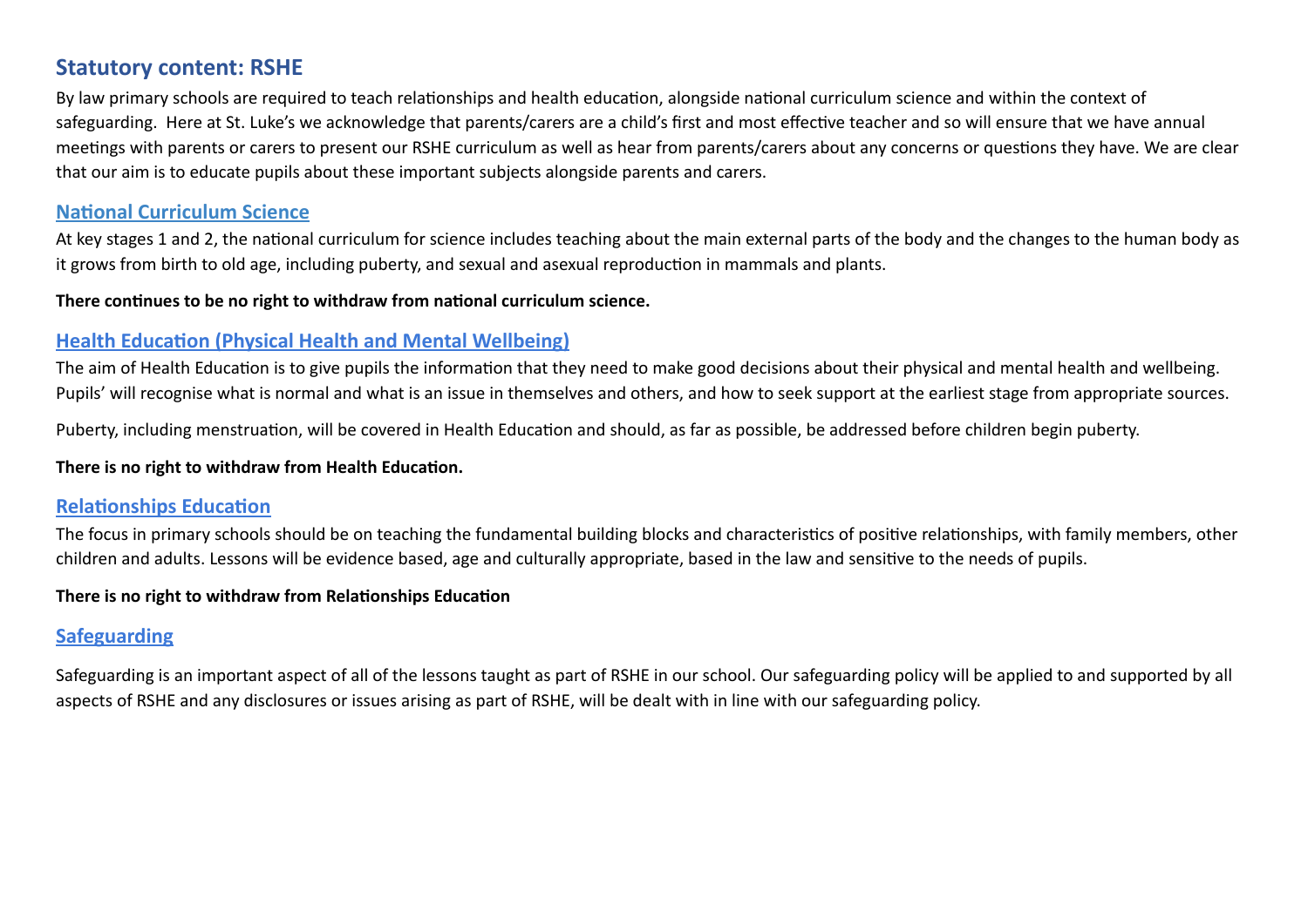## Statutory content: RSHE

By law primary schools are required to teach relationships and health education, alongside national curriculum science and within the context of safeguarding. Here at St. Luke's we acknowledge that parents/carers are a child's first and most effective teacher and so will ensure that we have annual meetings with parents or carers to present our RSHE curriculum as well as hear from parents/carers about any concerns or questions they have. We are clear that our aim is to educate pupils about these important subjects alongside parents and carers.

### National Curriculum Science

At key stages 1 and 2, the national curriculum for science includes teaching about the main external parts of the body and the changes to the human body as it grows from birth to old age, including puberty, and sexual and asexual reproduction in mammals and plants.

**There continues to be no right to withdraw from national curriculum science.**

### Health Education (Physical Health and Mental Wellbeing)

The aim of Health Education is to give pupils the information that they need to make good decisions about their physical and mental health and wellbeing. Pupils' will recognise what is normal and what is an issue in themselves and others, and how to seek support at the earliest stage from appropriate sources.

Puberty, including menstruation, will be covered in Health Education and should, as far as possible, be addressed before children begin puberty.

**There is no right to withdraw from Health Education.**

### Relationships Education

The focus in primary schools should be on teaching the fundamental building blocks and characteristics of positive relationships, with family members, other children and adults. Lessons will be evidence based, age and culturally appropriate, based in the law and sensitive to the needs of pupils.

**There is no right to withdraw from Relationships Education**

### Safeguarding

Safeguarding is an important aspect of all of the lessons taught as part of RSHE in our school. Our safeguarding policy will be applied to and supported by all aspects of RSHE and any disclosures or issues arising as part of RSHE, will be dealt with in line with our safeguarding policy.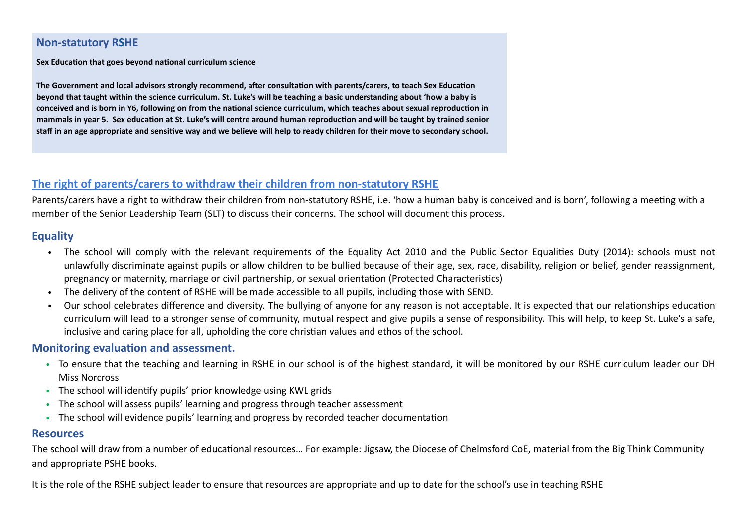## Non-statutory RSHE

**Sex Education that goes beyond national curriculum science**

**The Government and local advisors strongly recommend, after consultation with parents/carers, to teach Sex Education beyond that taught within the science curriculum. St. Luke's will be teaching a basic understanding about 'how a baby is conceived and is born in Y6, following on from the national science curriculum, which teaches about sexual reproduction in mammals in year 5. Sex education at St. Luke's will centre around human reproduction and will be taught by trained senior staff in an age appropriate and sensitive way and we believe will help to ready children for their move to secondary school.**

## The right of parents/carers to withdraw their children from non-statutory RSHE

Parents/carers have a right to withdraw their children from non-statutory RSHE, i.e. 'how a human baby is conceived and is born', following a meeting with a member of the Senior Leadership Team (SLT) to discuss their concerns. The school will document this process.

## Equality

- The school will comply with the relevant requirements of the Equality Act 2010 and the Public Sector Equalities Duty (2014): schools must not unlawfully discriminate against pupils or allow children to be bullied because of their age, sex, race, disability, religion or belief, gender reassignment, pregnancy or maternity, marriage or civil partnership, or sexual orientation (Protected Characteristics)
- The delivery of the content of RSHE will be made accessible to all pupils, including those with SEND.
- Our school celebrates difference and diversity. The bullying of anyone for any reason is not acceptable. It is expected that our relationships education curriculum will lead to a stronger sense of community, mutual respect and give pupils a sense of responsibility. This will help, to keep St. Luke's a safe, inclusive and caring place for all, upholding the core christian values and ethos of the school.

## Monitoring evaluation and assessment.

- To ensure that the teaching and learning in RSHE in our school is of the highest standard, it will be monitored by our RSHE curriculum leader our DH Miss Norcross
- The school will identify pupils' prior knowledge using KWL grids
- The school will assess pupils' learning and progress through teacher assessment
- The school will evidence pupils' learning and progress by recorded teacher documentation

## Resources

The school will draw from a number of educational resources… For example: Jigsaw, the Diocese of Chelmsford CoE, material from the Big Think Community and appropriate PSHE books.

It is the role of the RSHE subject leader to ensure that resources are appropriate and up to date for the school's use in teaching RSHE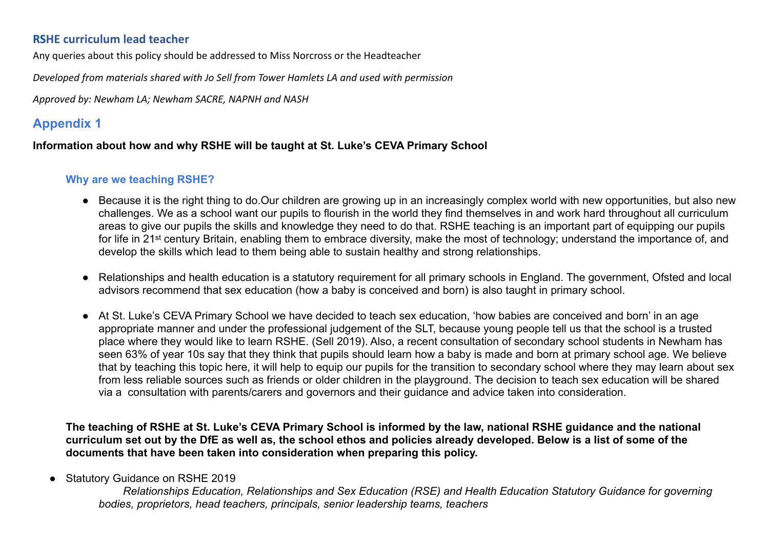### RSHE curriculum lead teacher

Any queries about this policy should be addressed to Miss Norcross or the Headteacher

*Developed from materials shared with Jo Sell from Tower Hamlets LA and used with permission*

*Approved by: Newham LA; Newham SACRE, NAPNH and NASH*

## Appendix 1

**Information about how and why RSHE will be taught at St. Luke's CEVA Primary School**

### Why are we teaching RSHE?

- Because it is the right thing to do.Our children are growing up in an increasingly complex world with new opportunities, but also new challenges. We as a school want our pupils to flourish in the world they find themselves in and work hard throughout all curriculum areas to give our pupils the skills and knowledge they need to do that. RSHE teaching is an important part of equipping our pupils for life in 21st century Britain, enabling them to embrace diversity, make the most of technology; understand the importance of, and develop the skills which lead to them being able to sustain healthy and strong relationships.

- Relationships and health education is a statutory requirement for all primary schools in England. The government, Ofsted and local advisors recommend that sex education (how a baby is conceived and born) is also taught in primary school.

- At St. Luke's CEVA Primary School we have decided to teach sex education, 'how babies are conceived and born' in an age appropriate manner and under the professional judgement of the SLT, because young people tell us that the school is a trusted place where they would like to learn RSHE. (Sell 2019). Also, a recent consultation of secondary school students in Newham has seen 63% of year 10s say that they think that pupils should learn how a baby is made and born at primary school age. We believe that by teaching this topic here, it will help to equip our pupils for the transition to secondary school where they may learn about sex from less reliable sources such as friends or older children in the playground. The decision to teach sex education will be shared via a consultation with parents/carers and governors and their guidance and advice taken into consideration.

**The teaching of RSHE at St. Luke's CEVA Primary School is informed by the law, national RSHE guidance and the national curriculum set out by the DfE as well as, the school ethos and policies already developed. Below is a list of some of the documents that have been taken into consideration when preparing this policy.**

- Statutory Guidance on RSHE 2019

  *Relationships Education, Relationships and Sex Education (RSE) and Health Education Statutory Guidance for governing bodies, proprietors, head teachers, principals, senior leadership teams, teachers*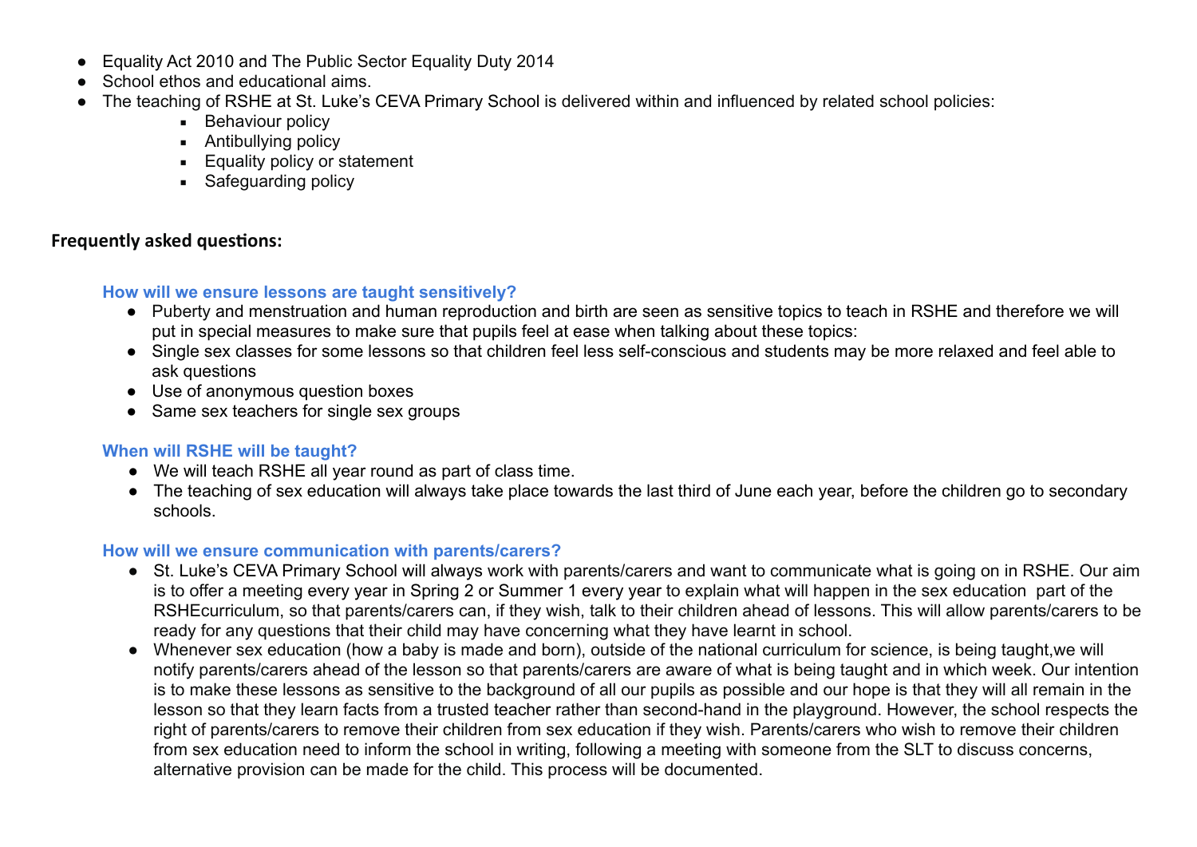- Equality Act 2010 and The Public Sector Equality Duty 2014
- School ethos and educational aims.
- The teaching of RSHE at St. Luke's CEVA Primary School is delivered within and influenced by related school policies:
    - Behaviour policy
    - Antibullying policy
    - Equality policy or statement
    - Safeguarding policy

**Frequently asked questions:**

### How will we ensure lessons are taught sensitively?

- Puberty and menstruation and human reproduction and birth are seen as sensitive topics to teach in RSHE and therefore we will put in special measures to make sure that pupils feel at ease when talking about these topics:
- Single sex classes for some lessons so that children feel less self-conscious and students may be more relaxed and feel able to ask questions
- Use of anonymous question boxes
- Same sex teachers for single sex groups

### When will RSHE will be taught?

- We will teach RSHE all year round as part of class time.
- The teaching of sex education will always take place towards the last third of June each year, before the children go to secondary schools.

### How will we ensure communication with parents/carers?

- St. Luke's CEVA Primary School will always work with parents/carers and want to communicate what is going on in RSHE. Our aim is to offer a meeting every year in Spring 2 or Summer 1 every year to explain what will happen in the sex education part of the RSHEcurriculum, so that parents/carers can, if they wish, talk to their children ahead of lessons. This will allow parents/carers to be ready for any questions that their child may have concerning what they have learnt in school.
- Whenever sex education (how a baby is made and born), outside of the national curriculum for science, is being taught,we will notify parents/carers ahead of the lesson so that parents/carers are aware of what is being taught and in which week. Our intention is to make these lessons as sensitive to the background of all our pupils as possible and our hope is that they will all remain in the lesson so that they learn facts from a trusted teacher rather than second-hand in the playground. However, the school respects the right of parents/carers to remove their children from sex education if they wish. Parents/carers who wish to remove their children from sex education need to inform the school in writing, following a meeting with someone from the SLT to discuss concerns, alternative provision can be made for the child. This process will be documented.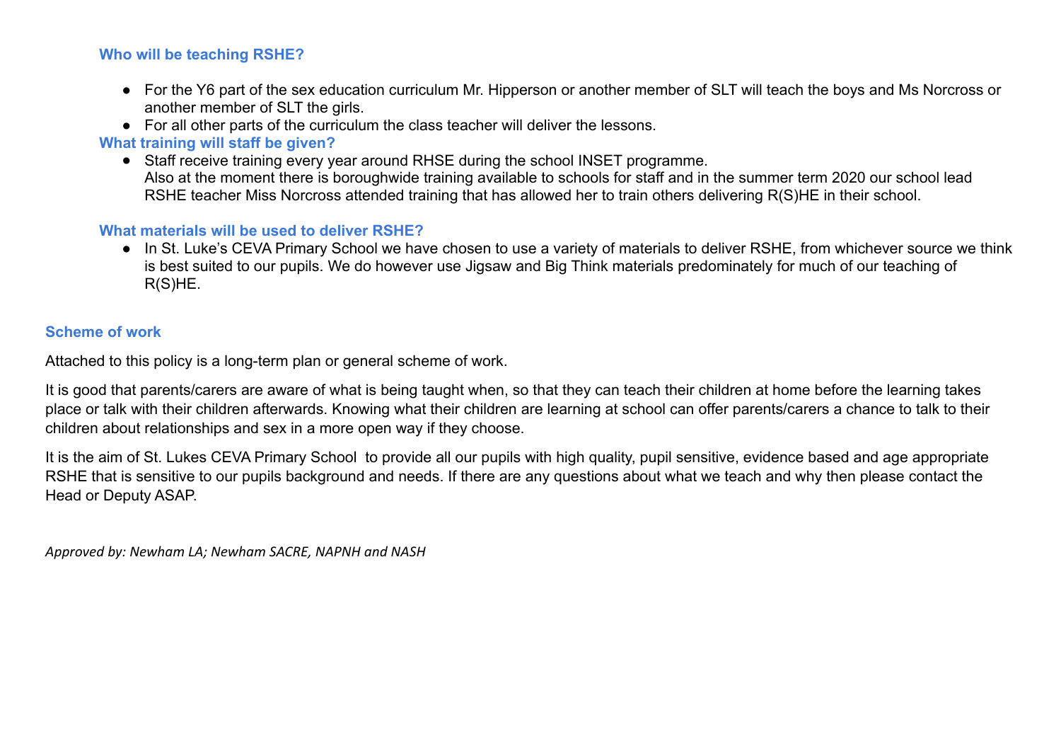### Who will be teaching RSHE?

- For the Y6 part of the sex education curriculum Mr. Hipperson or another member of SLT will teach the boys and Ms Norcross or another member of SLT the girls.
- For all other parts of the curriculum the class teacher will deliver the lessons.

### What training will staff be given?

- Staff receive training every year around RHSE during the school INSET programme.
  Also at the moment there is boroughwide training available to schools for staff and in the summer term 2020 our school lead RSHE teacher Miss Norcross attended training that has allowed her to train others delivering R(S)HE in their school.

### What materials will be used to deliver RSHE?

- In St. Luke's CEVA Primary School we have chosen to use a variety of materials to deliver RSHE, from whichever source we think is best suited to our pupils. We do however use Jigsaw and Big Think materials predominately for much of our teaching of R(S)HE.

## Scheme of work

Attached to this policy is a long-term plan or general scheme of work.

It is good that parents/carers are aware of what is being taught when, so that they can teach their children at home before the learning takes place or talk with their children afterwards. Knowing what their children are learning at school can offer parents/carers a chance to talk to their children about relationships and sex in a more open way if they choose.

It is the aim of St. Lukes CEVA Primary School to provide all our pupils with high quality, pupil sensitive, evidence based and age appropriate RSHE that is sensitive to our pupils background and needs. If there are any questions about what we teach and why then please contact the Head or Deputy ASAP.

*Approved by: Newham LA; Newham SACRE, NAPNH and NASH*